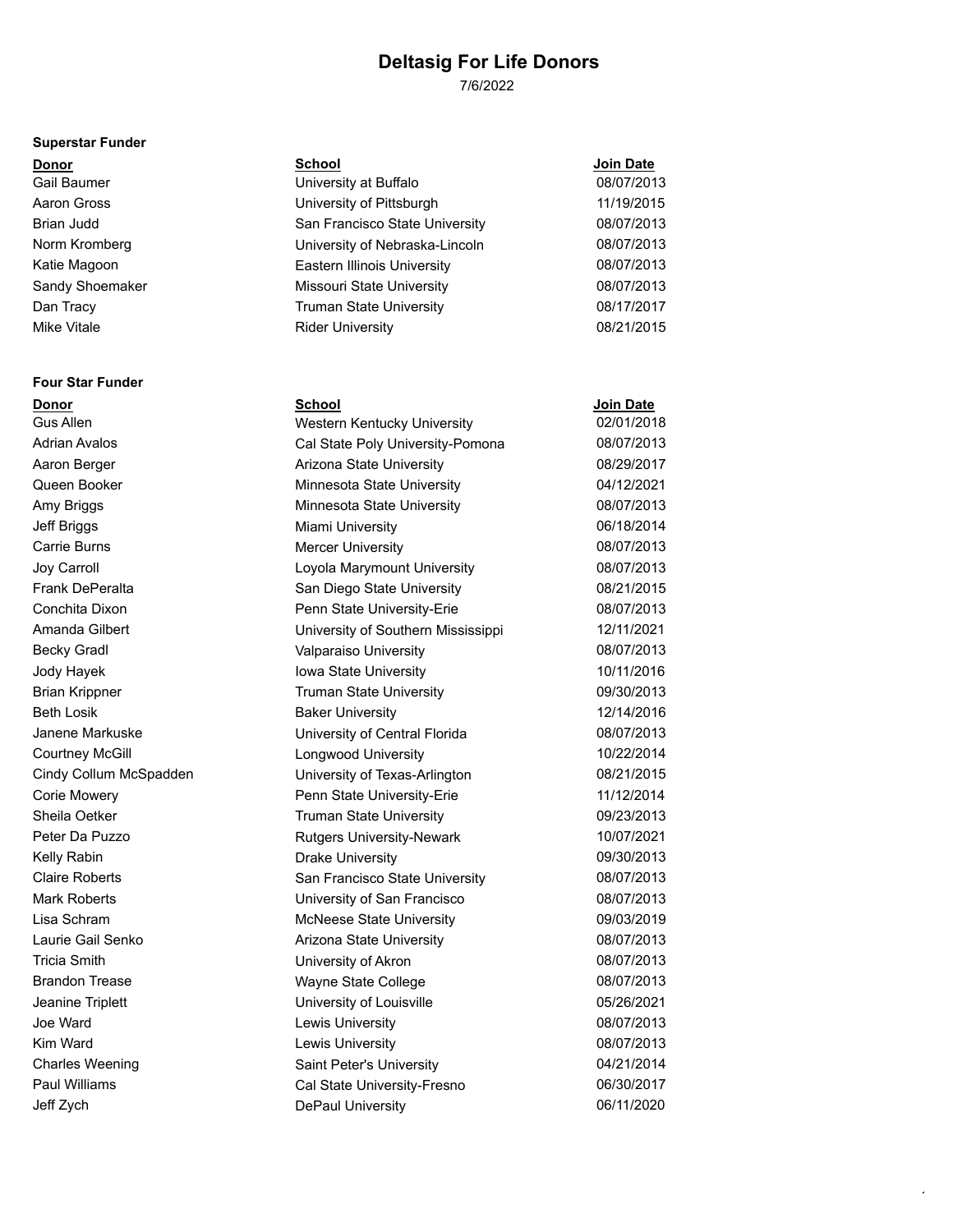# Deltasig For Life Donors

7/6/2022

### Superstar Funder

| Donor | School | Join Date |
|---|---|---|
| Gail Baumer | University at Buffalo | 08/07/2013 |
| Aaron Gross | University of Pittsburgh | 11/19/2015 |
| Brian Judd | San Francisco State University | 08/07/2013 |
| Norm Kromberg | University of Nebraska-Lincoln | 08/07/2013 |
| Katie Magoon | Eastern Illinois University | 08/07/2013 |
| Sandy Shoemaker | Missouri State University | 08/07/2013 |
| Dan Tracy | Truman State University | 08/17/2017 |
| Mike Vitale | Rider University | 08/21/2015 |

### Four Star Funder

| Donor | School | Join Date |
|---|---|---|
| Gus Allen | Western Kentucky University | 02/01/2018 |
| Adrian Avalos | Cal State Poly University-Pomona | 08/07/2013 |
| Aaron Berger | Arizona State University | 08/29/2017 |
| Queen Booker | Minnesota State University | 04/12/2021 |
| Amy Briggs | Minnesota State University | 08/07/2013 |
| Jeff Briggs | Miami University | 06/18/2014 |
| Carrie Burns | Mercer University | 08/07/2013 |
| Joy Carroll | Loyola Marymount University | 08/07/2013 |
| Frank DePeralta | San Diego State University | 08/21/2015 |
| Conchita Dixon | Penn State University-Erie | 08/07/2013 |
| Amanda Gilbert | University of Southern Mississippi | 12/11/2021 |
| Becky Gradl | Valparaiso University | 08/07/2013 |
| Jody Hayek | Iowa State University | 10/11/2016 |
| Brian Krippner | Truman State University | 09/30/2013 |
| Beth Losik | Baker University | 12/14/2016 |
| Janene Markuske | University of Central Florida | 08/07/2013 |
| Courtney McGill | Longwood University | 10/22/2014 |
| Cindy Collum McSpadden | University of Texas-Arlington | 08/21/2015 |
| Corie Mowery | Penn State University-Erie | 11/12/2014 |
| Sheila Oetker | Truman State University | 09/23/2013 |
| Peter Da Puzzo | Rutgers University-Newark | 10/07/2021 |
| Kelly Rabin | Drake University | 09/30/2013 |
| Claire Roberts | San Francisco State University | 08/07/2013 |
| Mark Roberts | University of San Francisco | 08/07/2013 |
| Lisa Schram | McNeese State University | 09/03/2019 |
| Laurie Gail Senko | Arizona State University | 08/07/2013 |
| Tricia Smith | University of Akron | 08/07/2013 |
| Brandon Trease | Wayne State College | 08/07/2013 |
| Jeanine Triplett | University of Louisville | 05/26/2021 |
| Joe Ward | Lewis University | 08/07/2013 |
| Kim Ward | Lewis University | 08/07/2013 |
| Charles Weening | Saint Peter's University | 04/21/2014 |
| Paul Williams | Cal State University-Fresno | 06/30/2017 |
| Jeff Zych | DePaul University | 06/11/2020 |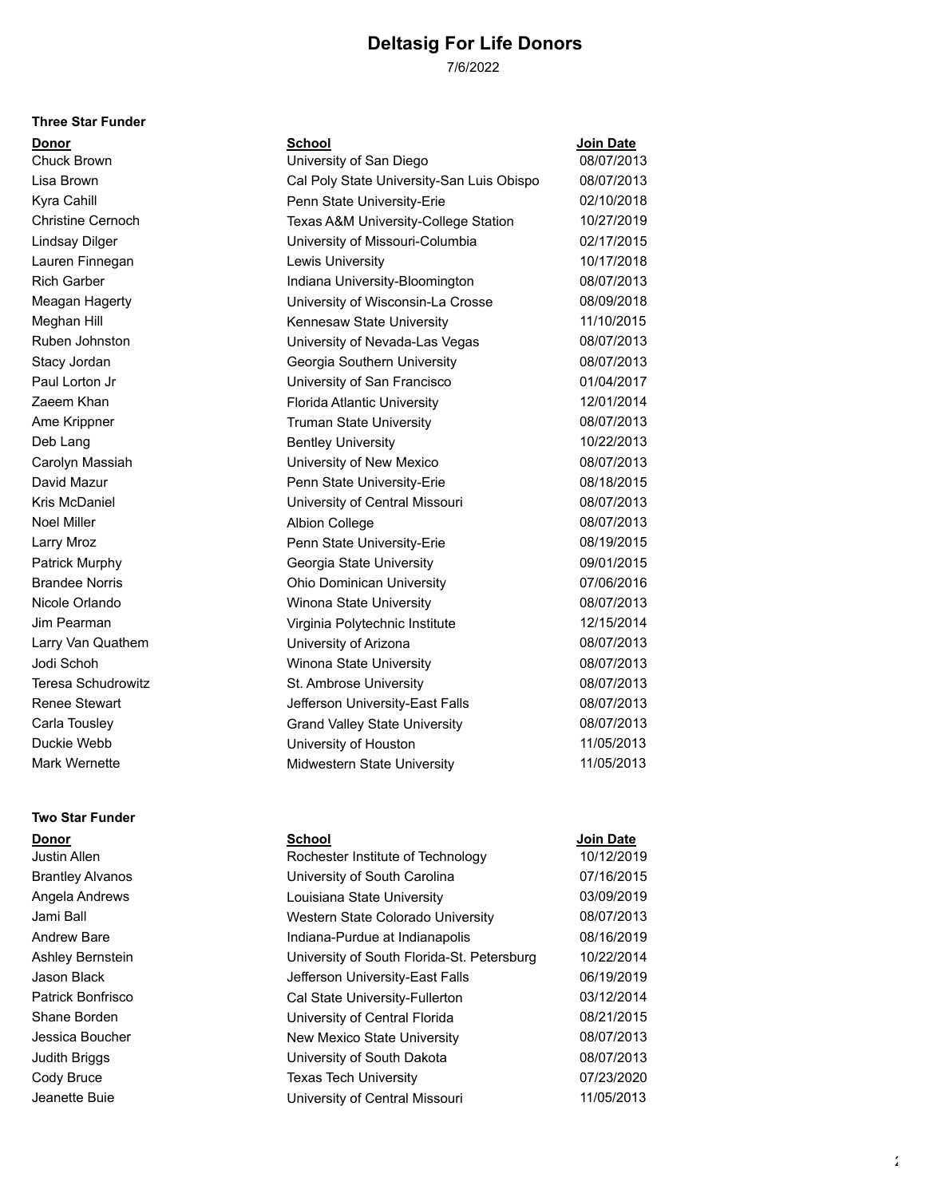# Deltasig For Life Donors

7/6/2022

### Three Star Funder

| Donor | School | Join Date |
|---|---|---|
| Chuck Brown | University of San Diego | 08/07/2013 |
| Lisa Brown | Cal Poly State University-San Luis Obispo | 08/07/2013 |
| Kyra Cahill | Penn State University-Erie | 02/10/2018 |
| Christine Cernoch | Texas A&M University-College Station | 10/27/2019 |
| Lindsay Dilger | University of Missouri-Columbia | 02/17/2015 |
| Lauren Finnegan | Lewis University | 10/17/2018 |
| Rich Garber | Indiana University-Bloomington | 08/07/2013 |
| Meagan Hagerty | University of Wisconsin-La Crosse | 08/09/2018 |
| Meghan Hill | Kennesaw State University | 11/10/2015 |
| Ruben Johnston | University of Nevada-Las Vegas | 08/07/2013 |
| Stacy Jordan | Georgia Southern University | 08/07/2013 |
| Paul Lorton Jr | University of San Francisco | 01/04/2017 |
| Zaeem Khan | Florida Atlantic University | 12/01/2014 |
| Ame Krippner | Truman State University | 08/07/2013 |
| Deb Lang | Bentley University | 10/22/2013 |
| Carolyn Massiah | University of New Mexico | 08/07/2013 |
| David Mazur | Penn State University-Erie | 08/18/2015 |
| Kris McDaniel | University of Central Missouri | 08/07/2013 |
| Noel Miller | Albion College | 08/07/2013 |
| Larry Mroz | Penn State University-Erie | 08/19/2015 |
| Patrick Murphy | Georgia State University | 09/01/2015 |
| Brandee Norris | Ohio Dominican University | 07/06/2016 |
| Nicole Orlando | Winona State University | 08/07/2013 |
| Jim Pearman | Virginia Polytechnic Institute | 12/15/2014 |
| Larry Van Quathem | University of Arizona | 08/07/2013 |
| Jodi Schoh | Winona State University | 08/07/2013 |
| Teresa Schudrowitz | St. Ambrose University | 08/07/2013 |
| Renee Stewart | Jefferson University-East Falls | 08/07/2013 |
| Carla Tousley | Grand Valley State University | 08/07/2013 |
| Duckie Webb | University of Houston | 11/05/2013 |
| Mark Wernette | Midwestern State University | 11/05/2013 |

### Two Star Funder

| Donor | School | Join Date |
|---|---|---|
| Justin Allen | Rochester Institute of Technology | 10/12/2019 |
| Brantley Alvanos | University of South Carolina | 07/16/2015 |
| Angela Andrews | Louisiana State University | 03/09/2019 |
| Jami Ball | Western State Colorado University | 08/07/2013 |
| Andrew Bare | Indiana-Purdue at Indianapolis | 08/16/2019 |
| Ashley Bernstein | University of South Florida-St. Petersburg | 10/22/2014 |
| Jason Black | Jefferson University-East Falls | 06/19/2019 |
| Patrick Bonfrisco | Cal State University-Fullerton | 03/12/2014 |
| Shane Borden | University of Central Florida | 08/21/2015 |
| Jessica Boucher | New Mexico State University | 08/07/2013 |
| Judith Briggs | University of South Dakota | 08/07/2013 |
| Cody Bruce | Texas Tech University | 07/23/2020 |
| Jeanette Buie | University of Central Missouri | 11/05/2013 |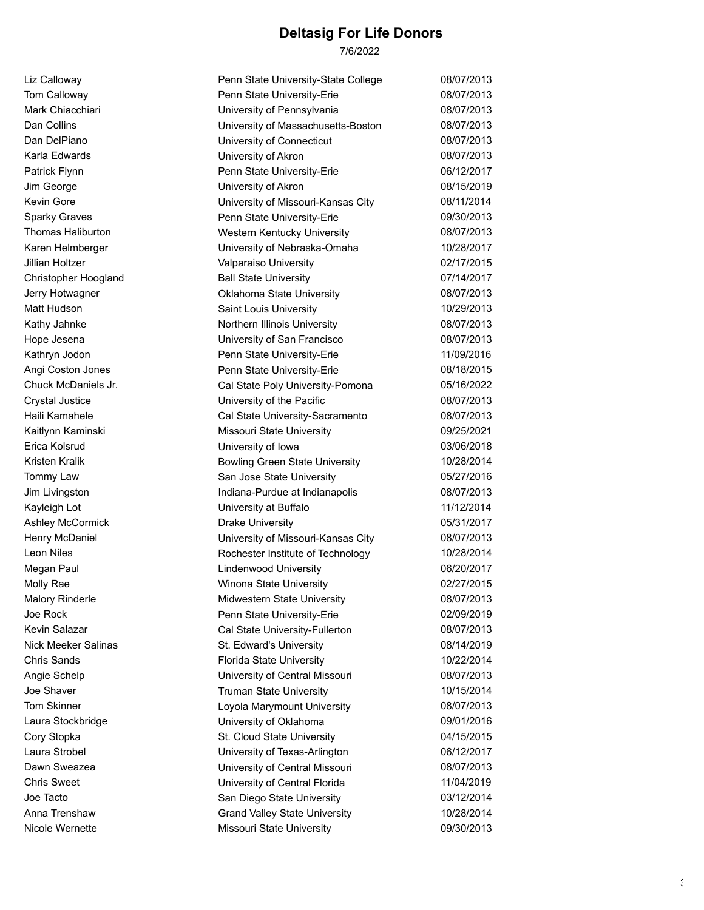# Deltasig For Life Donors

7/6/2022

| | | |
|---|---|---|
| Liz Calloway | Penn State University-State College | 08/07/2013 |
| Tom Calloway | Penn State University-Erie | 08/07/2013 |
| Mark Chiacchiari | University of Pennsylvania | 08/07/2013 |
| Dan Collins | University of Massachusetts-Boston | 08/07/2013 |
| Dan DelPiano | University of Connecticut | 08/07/2013 |
| Karla Edwards | University of Akron | 08/07/2013 |
| Patrick Flynn | Penn State University-Erie | 06/12/2017 |
| Jim George | University of Akron | 08/15/2019 |
| Kevin Gore | University of Missouri-Kansas City | 08/11/2014 |
| Sparky Graves | Penn State University-Erie | 09/30/2013 |
| Thomas Haliburton | Western Kentucky University | 08/07/2013 |
| Karen Helmberger | University of Nebraska-Omaha | 10/28/2017 |
| Jillian Holtzer | Valparaiso University | 02/17/2015 |
| Christopher Hoogland | Ball State University | 07/14/2017 |
| Jerry Hotwagner | Oklahoma State University | 08/07/2013 |
| Matt Hudson | Saint Louis University | 10/29/2013 |
| Kathy Jahnke | Northern Illinois University | 08/07/2013 |
| Hope Jesena | University of San Francisco | 08/07/2013 |
| Kathryn Jodon | Penn State University-Erie | 11/09/2016 |
| Angi Coston Jones | Penn State University-Erie | 08/18/2015 |
| Chuck McDaniels Jr. | Cal State Poly University-Pomona | 05/16/2022 |
| Crystal Justice | University of the Pacific | 08/07/2013 |
| Haili Kamahele | Cal State University-Sacramento | 08/07/2013 |
| Kaitlynn Kaminski | Missouri State University | 09/25/2021 |
| Erica Kolsrud | University of Iowa | 03/06/2018 |
| Kristen Kralik | Bowling Green State University | 10/28/2014 |
| Tommy Law | San Jose State University | 05/27/2016 |
| Jim Livingston | Indiana-Purdue at Indianapolis | 08/07/2013 |
| Kayleigh Lot | University at Buffalo | 11/12/2014 |
| Ashley McCormick | Drake University | 05/31/2017 |
| Henry McDaniel | University of Missouri-Kansas City | 08/07/2013 |
| Leon Niles | Rochester Institute of Technology | 10/28/2014 |
| Megan Paul | Lindenwood University | 06/20/2017 |
| Molly Rae | Winona State University | 02/27/2015 |
| Malory Rinderle | Midwestern State University | 08/07/2013 |
| Joe Rock | Penn State University-Erie | 02/09/2019 |
| Kevin Salazar | Cal State University-Fullerton | 08/07/2013 |
| Nick Meeker Salinas | St. Edward's University | 08/14/2019 |
| Chris Sands | Florida State University | 10/22/2014 |
| Angie Schelp | University of Central Missouri | 08/07/2013 |
| Joe Shaver | Truman State University | 10/15/2014 |
| Tom Skinner | Loyola Marymount University | 08/07/2013 |
| Laura Stockbridge | University of Oklahoma | 09/01/2016 |
| Cory Stopka | St. Cloud State University | 04/15/2015 |
| Laura Strobel | University of Texas-Arlington | 06/12/2017 |
| Dawn Sweazea | University of Central Missouri | 08/07/2013 |
| Chris Sweet | University of Central Florida | 11/04/2019 |
| Joe Tacto | San Diego State University | 03/12/2014 |
| Anna Trenshaw | Grand Valley State University | 10/28/2014 |
| Nicole Wernette | Missouri State University | 09/30/2013 |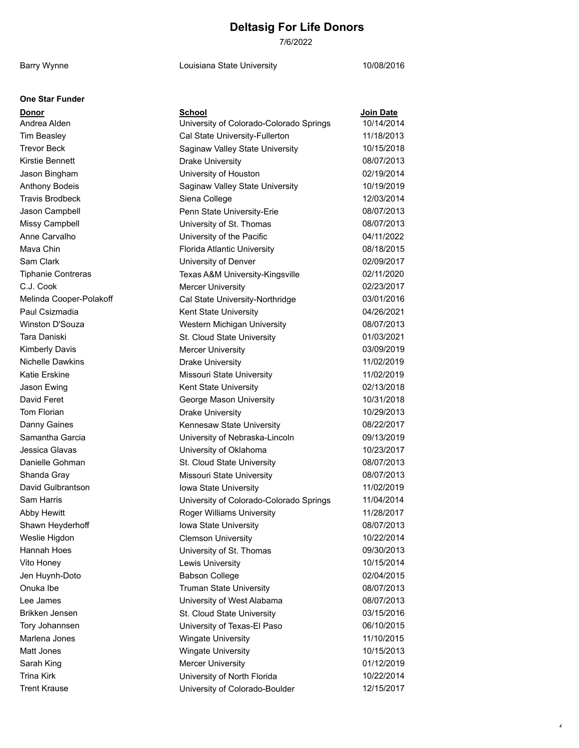# Deltasig For Life Donors

7/6/2022

| | | |
|---|---|---|
| Barry Wynne | Louisiana State University | 10/08/2016 |

**One Star Funder**

| Donor | School | Join Date |
|---|---|---|
| Andrea Alden | University of Colorado-Colorado Springs | 10/14/2014 |
| Tim Beasley | Cal State University-Fullerton | 11/18/2013 |
| Trevor Beck | Saginaw Valley State University | 10/15/2018 |
| Kirstie Bennett | Drake University | 08/07/2013 |
| Jason Bingham | University of Houston | 02/19/2014 |
| Anthony Bodeis | Saginaw Valley State University | 10/19/2019 |
| Travis Brodbeck | Siena College | 12/03/2014 |
| Jason Campbell | Penn State University-Erie | 08/07/2013 |
| Missy Campbell | University of St. Thomas | 08/07/2013 |
| Anne Carvalho | University of the Pacific | 04/11/2022 |
| Mava Chin | Florida Atlantic University | 08/18/2015 |
| Sam Clark | University of Denver | 02/09/2017 |
| Tiphanie Contreras | Texas A&M University-Kingsville | 02/11/2020 |
| C.J. Cook | Mercer University | 02/23/2017 |
| Melinda Cooper-Polakoff | Cal State University-Northridge | 03/01/2016 |
| Paul Csizmadia | Kent State University | 04/26/2021 |
| Winston D'Souza | Western Michigan University | 08/07/2013 |
| Tara Daniski | St. Cloud State University | 01/03/2021 |
| Kimberly Davis | Mercer University | 03/09/2019 |
| Nichelle Dawkins | Drake University | 11/02/2019 |
| Katie Erskine | Missouri State University | 11/02/2019 |
| Jason Ewing | Kent State University | 02/13/2018 |
| David Feret | George Mason University | 10/31/2018 |
| Tom Florian | Drake University | 10/29/2013 |
| Danny Gaines | Kennesaw State University | 08/22/2017 |
| Samantha Garcia | University of Nebraska-Lincoln | 09/13/2019 |
| Jessica Glavas | University of Oklahoma | 10/23/2017 |
| Danielle Gohman | St. Cloud State University | 08/07/2013 |
| Shanda Gray | Missouri State University | 08/07/2013 |
| David Gulbrantson | Iowa State University | 11/02/2019 |
| Sam Harris | University of Colorado-Colorado Springs | 11/04/2014 |
| Abby Hewitt | Roger Williams University | 11/28/2017 |
| Shawn Heyderhoff | Iowa State University | 08/07/2013 |
| Weslie Higdon | Clemson University | 10/22/2014 |
| Hannah Hoes | University of St. Thomas | 09/30/2013 |
| Vito Honey | Lewis University | 10/15/2014 |
| Jen Huynh-Doto | Babson College | 02/04/2015 |
| Onuka Ibe | Truman State University | 08/07/2013 |
| Lee James | University of West Alabama | 08/07/2013 |
| Brikken Jensen | St. Cloud State University | 03/15/2016 |
| Tory Johannsen | University of Texas-El Paso | 06/10/2015 |
| Marlena Jones | Wingate University | 11/10/2015 |
| Matt Jones | Wingate University | 10/15/2013 |
| Sarah King | Mercer University | 01/12/2019 |
| Trina Kirk | University of North Florida | 10/22/2014 |
| Trent Krause | University of Colorado-Boulder | 12/15/2017 |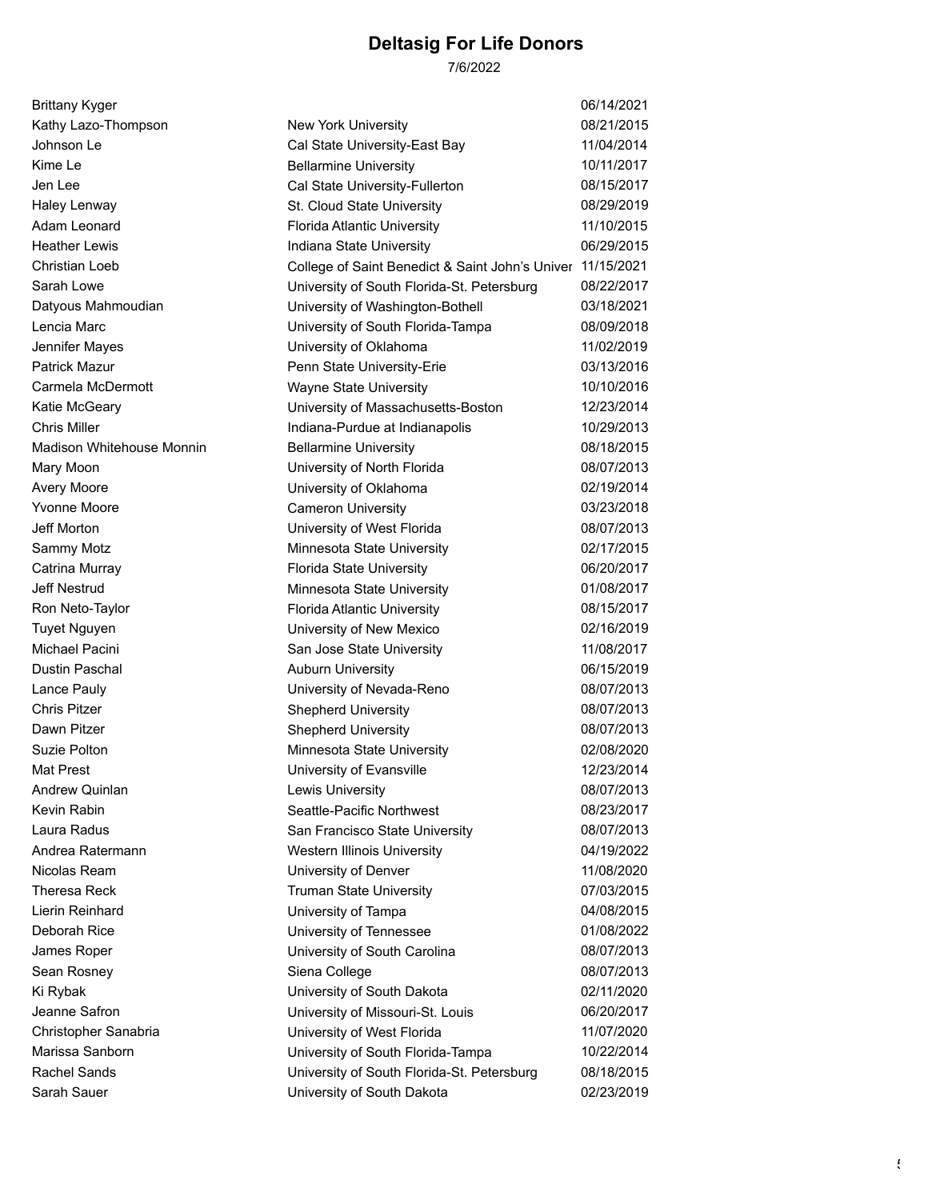# Deltasig For Life Donors

7/6/2022

| Name | University | Date |
| --- | --- | --- |
| Brittany Kyger | | 06/14/2021 |
| Kathy Lazo-Thompson | New York University | 08/21/2015 |
| Johnson Le | Cal State University-East Bay | 11/04/2014 |
| Kime Le | Bellarmine University | 10/11/2017 |
| Jen Lee | Cal State University-Fullerton | 08/15/2017 |
| Haley Lenway | St. Cloud State University | 08/29/2019 |
| Adam Leonard | Florida Atlantic University | 11/10/2015 |
| Heather Lewis | Indiana State University | 06/29/2015 |
| Christian Loeb | College of Saint Benedict & Saint John's Univer | 11/15/2021 |
| Sarah Lowe | University of South Florida-St. Petersburg | 08/22/2017 |
| Datyous Mahmoudian | University of Washington-Bothell | 03/18/2021 |
| Lencia Marc | University of South Florida-Tampa | 08/09/2018 |
| Jennifer Mayes | University of Oklahoma | 11/02/2019 |
| Patrick Mazur | Penn State University-Erie | 03/13/2016 |
| Carmela McDermott | Wayne State University | 10/10/2016 |
| Katie McGeary | University of Massachusetts-Boston | 12/23/2014 |
| Chris Miller | Indiana-Purdue at Indianapolis | 10/29/2013 |
| Madison Whitehouse Monnin | Bellarmine University | 08/18/2015 |
| Mary Moon | University of North Florida | 08/07/2013 |
| Avery Moore | University of Oklahoma | 02/19/2014 |
| Yvonne Moore | Cameron University | 03/23/2018 |
| Jeff Morton | University of West Florida | 08/07/2013 |
| Sammy Motz | Minnesota State University | 02/17/2015 |
| Catrina Murray | Florida State University | 06/20/2017 |
| Jeff Nestrud | Minnesota State University | 01/08/2017 |
| Ron Neto-Taylor | Florida Atlantic University | 08/15/2017 |
| Tuyet Nguyen | University of New Mexico | 02/16/2019 |
| Michael Pacini | San Jose State University | 11/08/2017 |
| Dustin Paschal | Auburn University | 06/15/2019 |
| Lance Pauly | University of Nevada-Reno | 08/07/2013 |
| Chris Pitzer | Shepherd University | 08/07/2013 |
| Dawn Pitzer | Shepherd University | 08/07/2013 |
| Suzie Polton | Minnesota State University | 02/08/2020 |
| Mat Prest | University of Evansville | 12/23/2014 |
| Andrew Quinlan | Lewis University | 08/07/2013 |
| Kevin Rabin | Seattle-Pacific Northwest | 08/23/2017 |
| Laura Radus | San Francisco State University | 08/07/2013 |
| Andrea Ratermann | Western Illinois University | 04/19/2022 |
| Nicolas Ream | University of Denver | 11/08/2020 |
| Theresa Reck | Truman State University | 07/03/2015 |
| Lierin Reinhard | University of Tampa | 04/08/2015 |
| Deborah Rice | University of Tennessee | 01/08/2022 |
| James Roper | University of South Carolina | 08/07/2013 |
| Sean Rosney | Siena College | 08/07/2013 |
| Ki Rybak | University of South Dakota | 02/11/2020 |
| Jeanne Safron | University of Missouri-St. Louis | 06/20/2017 |
| Christopher Sanabria | University of West Florida | 11/07/2020 |
| Marissa Sanborn | University of South Florida-Tampa | 10/22/2014 |
| Rachel Sands | University of South Florida-St. Petersburg | 08/18/2015 |
| Sarah Sauer | University of South Dakota | 02/23/2019 |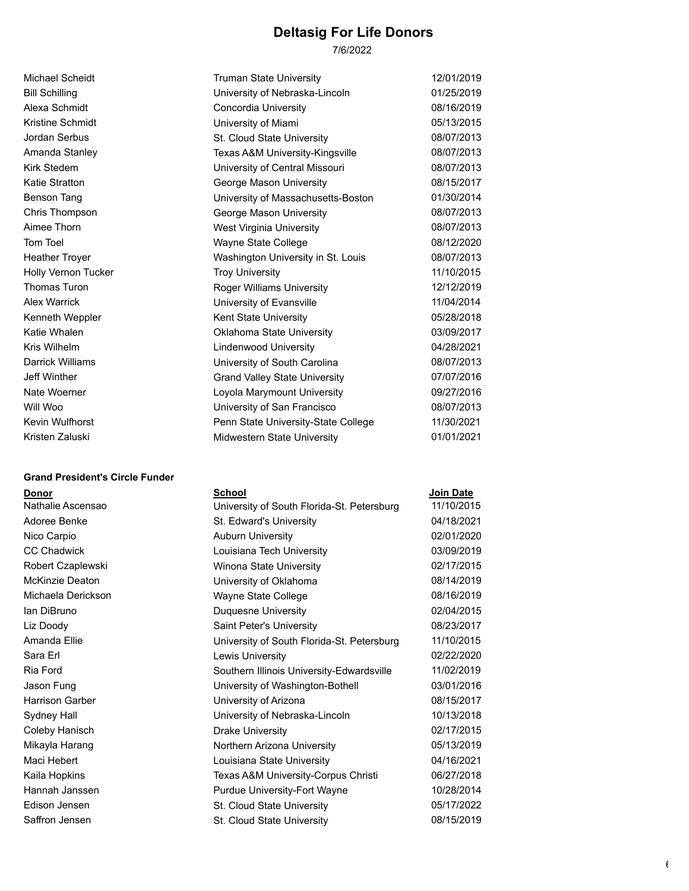# Deltasig For Life Donors

7/6/2022

| | | |
|---|---|---|
| Michael Scheidt | Truman State University | 12/01/2019 |
| Bill Schilling | University of Nebraska-Lincoln | 01/25/2019 |
| Alexa Schmidt | Concordia University | 08/16/2019 |
| Kristine Schmidt | University of Miami | 05/13/2015 |
| Jordan Serbus | St. Cloud State University | 08/07/2013 |
| Amanda Stanley | Texas A&M University-Kingsville | 08/07/2013 |
| Kirk Stedem | University of Central Missouri | 08/07/2013 |
| Katie Stratton | George Mason University | 08/15/2017 |
| Benson Tang | University of Massachusetts-Boston | 01/30/2014 |
| Chris Thompson | George Mason University | 08/07/2013 |
| Aimee Thorn | West Virginia University | 08/07/2013 |
| Tom Toel | Wayne State College | 08/12/2020 |
| Heather Troyer | Washington University in St. Louis | 08/07/2013 |
| Holly Vernon Tucker | Troy University | 11/10/2015 |
| Thomas Turon | Roger Williams University | 12/12/2019 |
| Alex Warrick | University of Evansville | 11/04/2014 |
| Kenneth Weppler | Kent State University | 05/28/2018 |
| Katie Whalen | Oklahoma State University | 03/09/2017 |
| Kris Wilhelm | Lindenwood University | 04/28/2021 |
| Darrick Williams | University of South Carolina | 08/07/2013 |
| Jeff Winther | Grand Valley State University | 07/07/2016 |
| Nate Woerner | Loyola Marymount University | 09/27/2016 |
| Will Woo | University of San Francisco | 08/07/2013 |
| Kevin Wulfhorst | Penn State University-State College | 11/30/2021 |
| Kristen Zaluski | Midwestern State University | 01/01/2021 |

**Grand President's Circle Funder**

| Donor | School | Join Date |
|---|---|---|
| Nathalie Ascensao | University of South Florida-St. Petersburg | 11/10/2015 |
| Adoree Benke | St. Edward's University | 04/18/2021 |
| Nico Carpio | Auburn University | 02/01/2020 |
| CC Chadwick | Louisiana Tech University | 03/09/2019 |
| Robert Czaplewski | Winona State University | 02/17/2015 |
| McKinzie Deaton | University of Oklahoma | 08/14/2019 |
| Michaela Derickson | Wayne State College | 08/16/2019 |
| Ian DiBruno | Duquesne University | 02/04/2015 |
| Liz Doody | Saint Peter's University | 08/23/2017 |
| Amanda Ellie | University of South Florida-St. Petersburg | 11/10/2015 |
| Sara Erl | Lewis University | 02/22/2020 |
| Ria Ford | Southern Illinois University-Edwardsville | 11/02/2019 |
| Jason Fung | University of Washington-Bothell | 03/01/2016 |
| Harrison Garber | University of Arizona | 08/15/2017 |
| Sydney Hall | University of Nebraska-Lincoln | 10/13/2018 |
| Coleby Hanisch | Drake University | 02/17/2015 |
| Mikayla Harang | Northern Arizona University | 05/13/2019 |
| Maci Hebert | Louisiana State University | 04/16/2021 |
| Kaila Hopkins | Texas A&M University-Corpus Christi | 06/27/2018 |
| Hannah Janssen | Purdue University-Fort Wayne | 10/28/2014 |
| Edison Jensen | St. Cloud State University | 05/17/2022 |
| Saffron Jensen | St. Cloud State University | 08/15/2019 |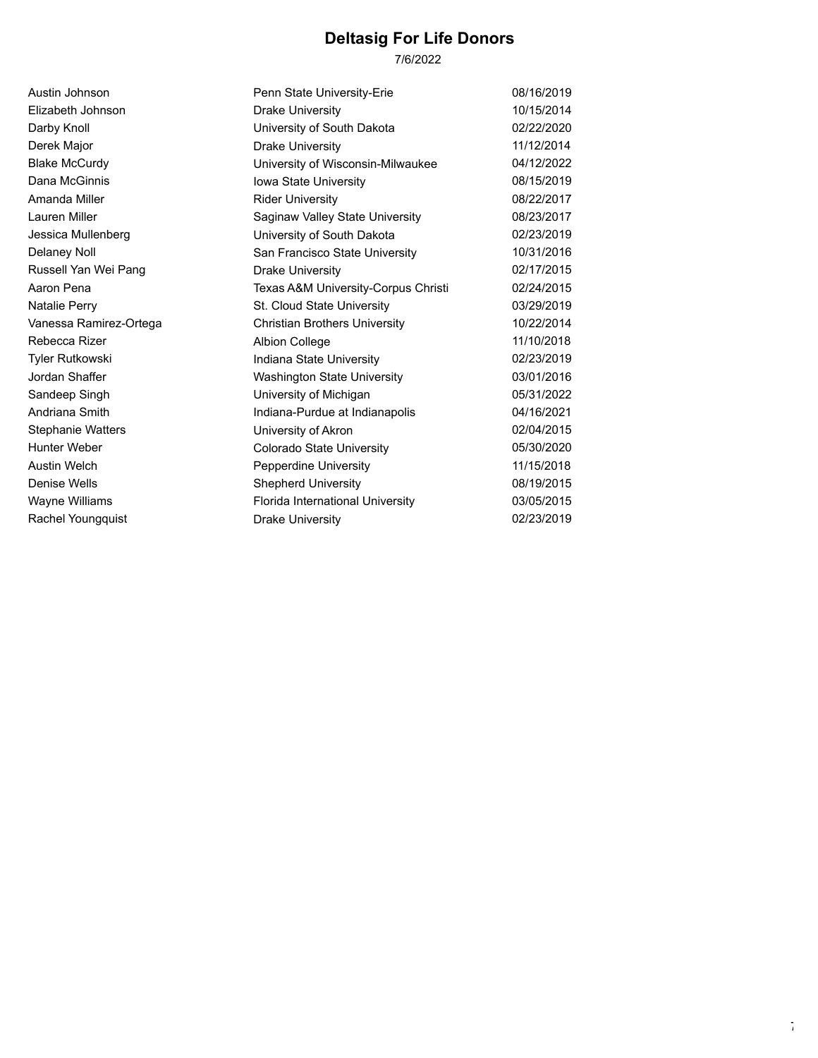# Deltasig For Life Donors

7/6/2022

| | | |
|---|---|---|
| Austin Johnson | Penn State University-Erie | 08/16/2019 |
| Elizabeth Johnson | Drake University | 10/15/2014 |
| Darby Knoll | University of South Dakota | 02/22/2020 |
| Derek Major | Drake University | 11/12/2014 |
| Blake McCurdy | University of Wisconsin-Milwaukee | 04/12/2022 |
| Dana McGinnis | Iowa State University | 08/15/2019 |
| Amanda Miller | Rider University | 08/22/2017 |
| Lauren Miller | Saginaw Valley State University | 08/23/2017 |
| Jessica Mullenberg | University of South Dakota | 02/23/2019 |
| Delaney Noll | San Francisco State University | 10/31/2016 |
| Russell Yan Wei Pang | Drake University | 02/17/2015 |
| Aaron Pena | Texas A&M University-Corpus Christi | 02/24/2015 |
| Natalie Perry | St. Cloud State University | 03/29/2019 |
| Vanessa Ramirez-Ortega | Christian Brothers University | 10/22/2014 |
| Rebecca Rizer | Albion College | 11/10/2018 |
| Tyler Rutkowski | Indiana State University | 02/23/2019 |
| Jordan Shaffer | Washington State University | 03/01/2016 |
| Sandeep Singh | University of Michigan | 05/31/2022 |
| Andriana Smith | Indiana-Purdue at Indianapolis | 04/16/2021 |
| Stephanie Watters | University of Akron | 02/04/2015 |
| Hunter Weber | Colorado State University | 05/30/2020 |
| Austin Welch | Pepperdine University | 11/15/2018 |
| Denise Wells | Shepherd University | 08/19/2015 |
| Wayne Williams | Florida International University | 03/05/2015 |
| Rachel Youngquist | Drake University | 02/23/2019 |